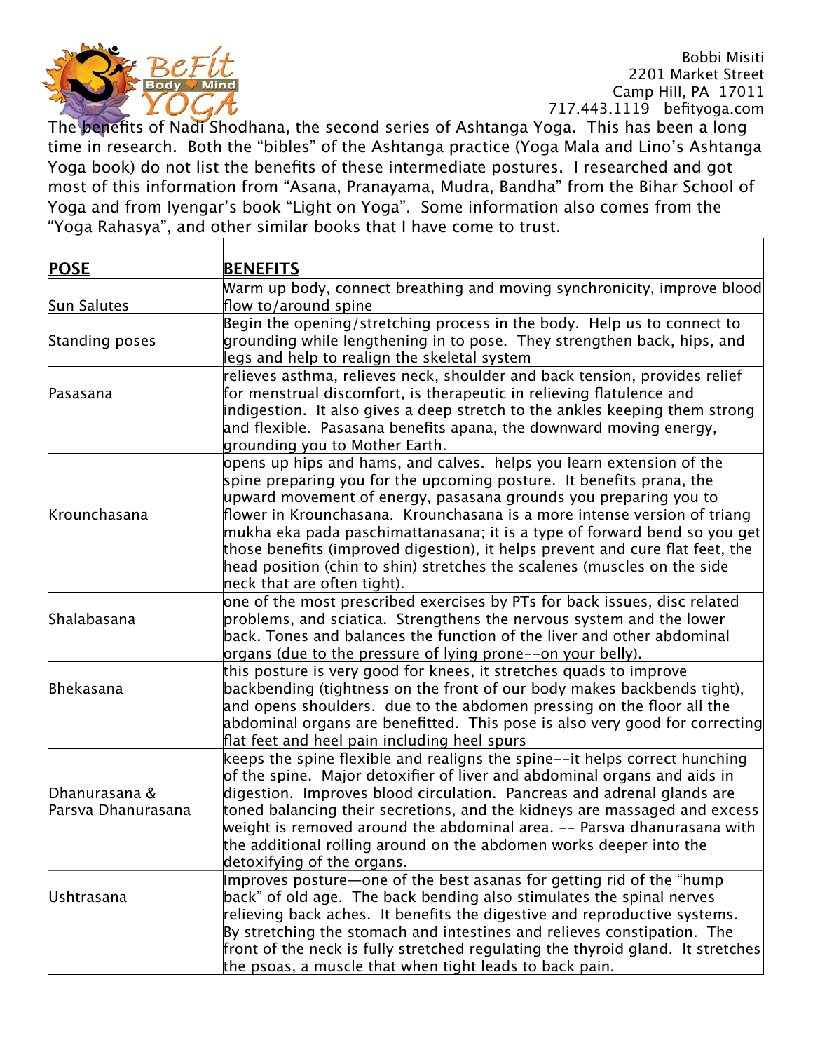Bobbi Misiti
2201 Market Street
Camp Hill, PA 17011
717.443.1119 befityoga.com

The benefits of Nadi Shodhana, the second series of Ashtanga Yoga. This has been a long time in research. Both the "bibles" of the Ashtanga practice (Yoga Mala and Lino's Ashtanga Yoga book) do not list the benefits of these intermediate postures. I researched and got most of this information from "Asana, Pranayama, Mudra, Bandha" from the Bihar School of Yoga and from Iyengar's book "Light on Yoga". Some information also comes from the "Yoga Rahasya", and other similar books that I have come to trust.

| **POSE** | **BENEFITS** |
|---|---|
| Sun Salutes | Warm up body, connect breathing and moving synchronicity, improve blood flow to/around spine |
| Standing poses | Begin the opening/stretching process in the body. Help us to connect to grounding while lengthening in to pose. They strengthen back, hips, and legs and help to realign the skeletal system |
| Pasasana | relieves asthma, relieves neck, shoulder and back tension, provides relief for menstrual discomfort, is therapeutic in relieving flatulence and indigestion. It also gives a deep stretch to the ankles keeping them strong and flexible. Pasasana benefits apana, the downward moving energy, grounding you to Mother Earth. |
| Krounchasana | opens up hips and hams, and calves. helps you learn extension of the spine preparing you for the upcoming posture. It benefits prana, the upward movement of energy, pasasana grounds you preparing you to flower in Krounchasana. Krounchasana is a more intense version of triang mukha eka pada paschimattanasana; it is a type of forward bend so you get those benefits (improved digestion), it helps prevent and cure flat feet, the head position (chin to shin) stretches the scalenes (muscles on the side neck that are often tight). |
| Shalabasana | one of the most prescribed exercises by PTs for back issues, disc related problems, and sciatica. Strengthens the nervous system and the lower back. Tones and balances the function of the liver and other abdominal organs (due to the pressure of lying prone--on your belly). |
| Bhekasana | this posture is very good for knees, it stretches quads to improve backbending (tightness on the front of our body makes backbends tight), and opens shoulders. due to the abdomen pressing on the floor all the abdominal organs are benefitted. This pose is also very good for correcting flat feet and heel pain including heel spurs |
| Dhanurasana & Parsva Dhanurasana | keeps the spine flexible and realigns the spine--it helps correct hunching of the spine. Major detoxifier of liver and abdominal organs and aids in digestion. Improves blood circulation. Pancreas and adrenal glands are toned balancing their secretions, and the kidneys are massaged and excess weight is removed around the abdominal area. -- Parsva dhanurasana with the additional rolling around on the abdomen works deeper into the detoxifying of the organs. |
| Ushtrasana | Improves posture—one of the best asanas for getting rid of the "hump back" of old age. The back bending also stimulates the spinal nerves relieving back aches. It benefits the digestive and reproductive systems. By stretching the stomach and intestines and relieves constipation. The front of the neck is fully stretched regulating the thyroid gland. It stretches the psoas, a muscle that when tight leads to back pain. |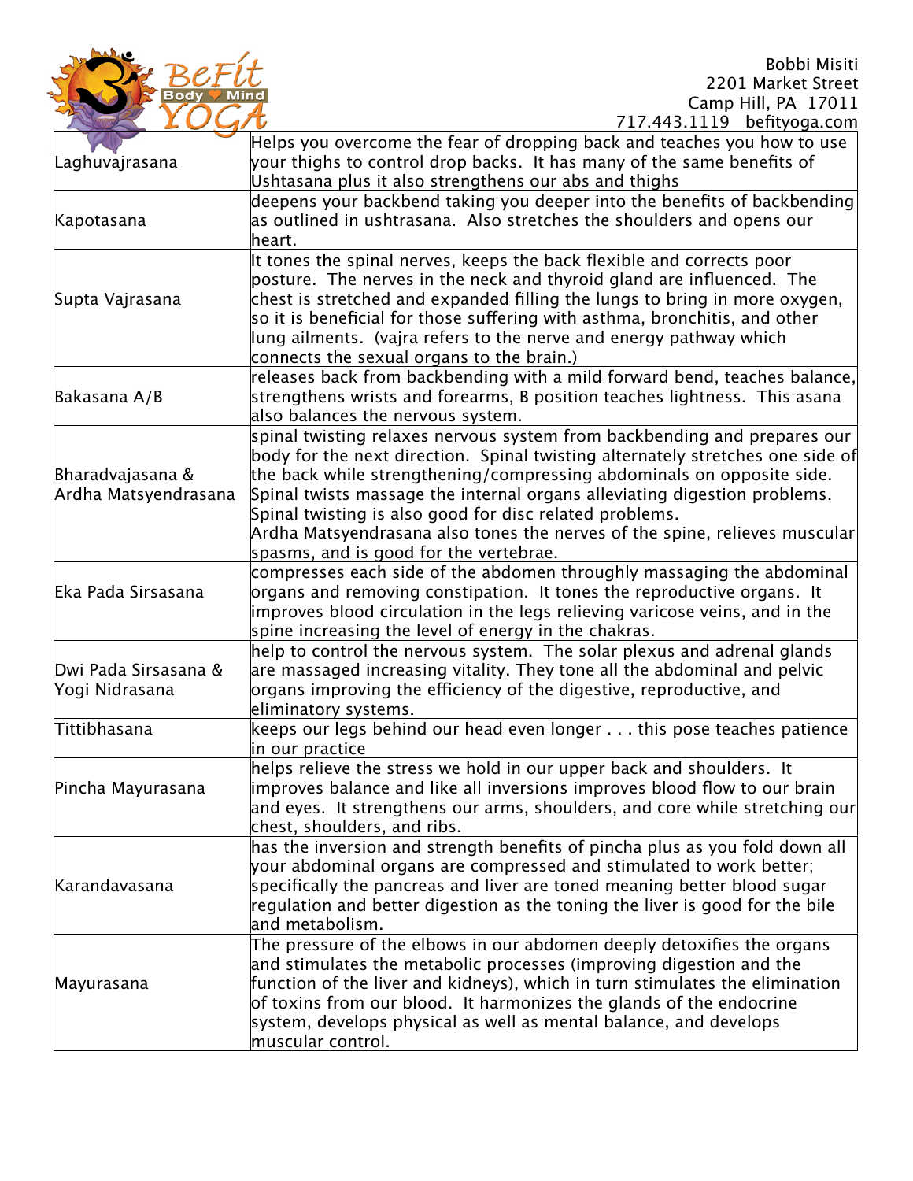| | |
|---|---|
| Laghuvajrasana | Helps you overcome the fear of dropping back and teaches you how to use your thighs to control drop backs. It has many of the same benefits of Ushtasana plus it also strengthens our abs and thighs |
| Kapotasana | deepens your backbend taking you deeper into the benefits of backbending as outlined in ushtrasana. Also stretches the shoulders and opens our heart. |
| Supta Vajrasana | It tones the spinal nerves, keeps the back flexible and corrects poor posture. The nerves in the neck and thyroid gland are influenced. The chest is stretched and expanded filling the lungs to bring in more oxygen, so it is beneficial for those suffering with asthma, bronchitis, and other lung ailments. (vajra refers to the nerve and energy pathway which connects the sexual organs to the brain.) |
| Bakasana A/B | releases back from backbending with a mild forward bend, teaches balance, strengthens wrists and forearms, B position teaches lightness. This asana also balances the nervous system. |
| Bharadvajasana & Ardha Matsyendrasana | spinal twisting relaxes nervous system from backbending and prepares our body for the next direction. Spinal twisting alternately stretches one side of the back while strengthening/compressing abdominals on opposite side. Spinal twists massage the internal organs alleviating digestion problems. Spinal twisting is also good for disc related problems. Ardha Matsyendrasana also tones the nerves of the spine, relieves muscular spasms, and is good for the vertebrae. |
| Eka Pada Sirsasana | compresses each side of the abdomen throughly massaging the abdominal organs and removing constipation. It tones the reproductive organs. It improves blood circulation in the legs relieving varicose veins, and in the spine increasing the level of energy in the chakras. |
| Dwi Pada Sirsasana & Yogi Nidrasana | help to control the nervous system. The solar plexus and adrenal glands are massaged increasing vitality. They tone all the abdominal and pelvic organs improving the efficiency of the digestive, reproductive, and eliminatory systems. |
| Tittibhasana | keeps our legs behind our head even longer . . . this pose teaches patience in our practice |
| Pincha Mayurasana | helps relieve the stress we hold in our upper back and shoulders. It improves balance and like all inversions improves blood flow to our brain and eyes. It strengthens our arms, shoulders, and core while stretching our chest, shoulders, and ribs. |
| Karandavasana | has the inversion and strength benefits of pincha plus as you fold down all your abdominal organs are compressed and stimulated to work better; specifically the pancreas and liver are toned meaning better blood sugar regulation and better digestion as the toning the liver is good for the bile and metabolism. |
| Mayurasana | The pressure of the elbows in our abdomen deeply detoxifies the organs and stimulates the metabolic processes (improving digestion and the function of the liver and kidneys), which in turn stimulates the elimination of toxins from our blood. It harmonizes the glands of the endocrine system, develops physical as well as mental balance, and develops muscular control. |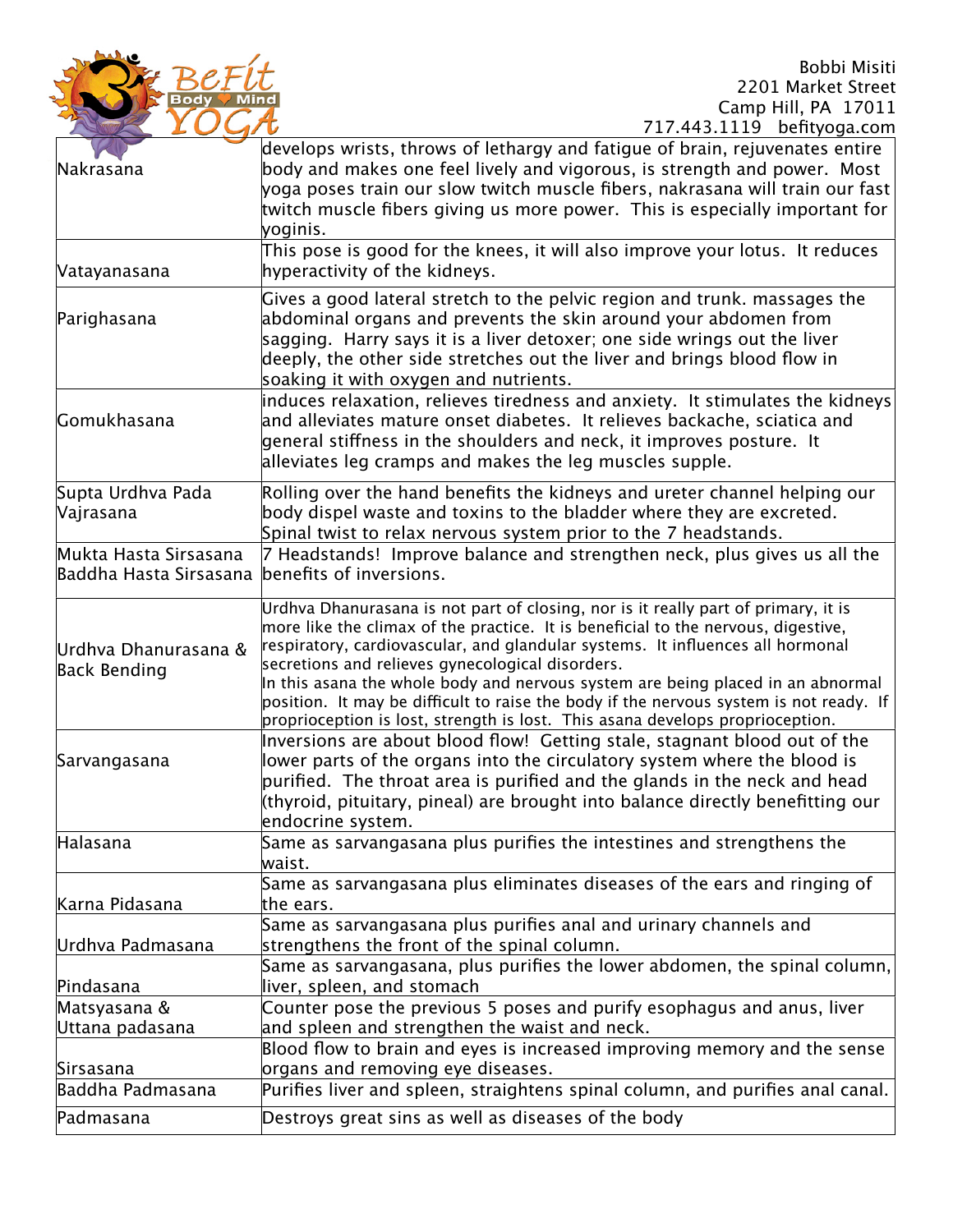Bobbi Misiti
2201 Market Street
Camp Hill, PA 17011
717.443.1119 befityoga.com

| | |
|---|---|
| Nakrasana | develops wrists, throws of lethargy and fatigue of brain, rejuvenates entire body and makes one feel lively and vigorous, is strength and power. Most yoga poses train our slow twitch muscle fibers, nakrasana will train our fast twitch muscle fibers giving us more power. This is especially important for yoginis. |
| Vatayanasana | This pose is good for the knees, it will also improve your lotus. It reduces hyperactivity of the kidneys. |
| Parighasana | Gives a good lateral stretch to the pelvic region and trunk. massages the abdominal organs and prevents the skin around your abdomen from sagging. Harry says it is a liver detoxer; one side wrings out the liver deeply, the other side stretches out the liver and brings blood flow in soaking it with oxygen and nutrients. |
| Gomukhasana | induces relaxation, relieves tiredness and anxiety. It stimulates the kidneys and alleviates mature onset diabetes. It relieves backache, sciatica and general stiffness in the shoulders and neck, it improves posture. It alleviates leg cramps and makes the leg muscles supple. |
| Supta Urdhva Pada Vajrasana | Rolling over the hand benefits the kidneys and ureter channel helping our body dispel waste and toxins to the bladder where they are excreted. Spinal twist to relax nervous system prior to the 7 headstands. |
| Mukta Hasta Sirsasana Baddha Hasta Sirsasana | 7 Headstands! Improve balance and strengthen neck, plus gives us all the benefits of inversions. |
| Urdhva Dhanurasana & Back Bending | Urdhva Dhanurasana is not part of closing, nor is it really part of primary, it is more like the climax of the practice. It is beneficial to the nervous, digestive, respiratory, cardiovascular, and glandular systems. It influences all hormonal secretions and relieves gynecological disorders.<br>In this asana the whole body and nervous system are being placed in an abnormal position. It may be difficult to raise the body if the nervous system is not ready. If proprioception is lost, strength is lost. This asana develops proprioception. |
| Sarvangasana | Inversions are about blood flow! Getting stale, stagnant blood out of the lower parts of the organs into the circulatory system where the blood is purified. The throat area is purified and the glands in the neck and head (thyroid, pituitary, pineal) are brought into balance directly benefitting our endocrine system. |
| Halasana | Same as sarvangasana plus purifies the intestines and strengthens the waist. |
| Karna Pidasana | Same as sarvangasana plus eliminates diseases of the ears and ringing of the ears. |
| Urdhva Padmasana | Same as sarvangasana plus purifies anal and urinary channels and strengthens the front of the spinal column. |
| Pindasana | Same as sarvangasana, plus purifies the lower abdomen, the spinal column, liver, spleen, and stomach |
| Matsyasana & Uttana padasana | Counter pose the previous 5 poses and purify esophagus and anus, liver and spleen and strengthen the waist and neck. |
| Sirsasana | Blood flow to brain and eyes is increased improving memory and the sense organs and removing eye diseases. |
| Baddha Padmasana | Purifies liver and spleen, straightens spinal column, and purifies anal canal. |
| Padmasana | Destroys great sins as well as diseases of the body |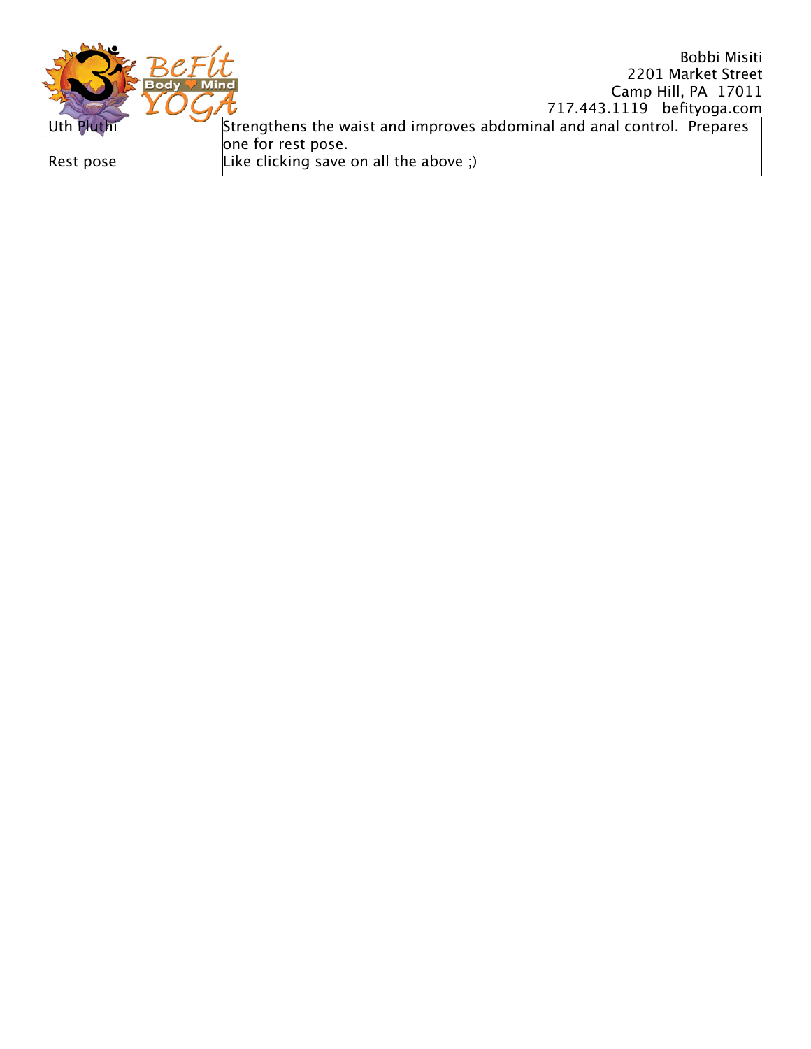| | |
|---|---|
| Uth Pluthi | Strengthens the waist and improves abdominal and anal control. Prepares one for rest pose. |
| Rest pose | Like clicking save on all the above ;) |